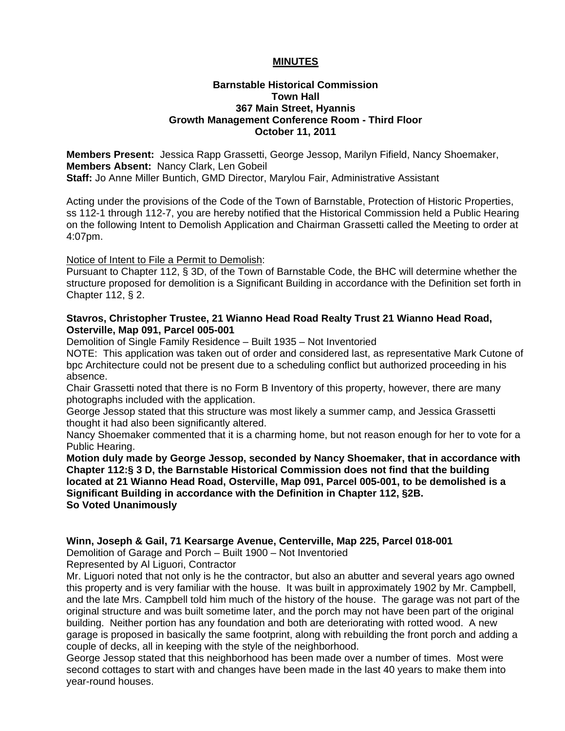# MINUTES

**Barnstable Historical Commission**
**Town Hall**
**367 Main Street, Hyannis**
**Growth Management Conference Room - Third Floor**
**October 11, 2011**

**Members Present:** Jessica Rapp Grassetti, George Jessop, Marilyn Fifield, Nancy Shoemaker,
**Members Absent:** Nancy Clark, Len Gobeil
**Staff:** Jo Anne Miller Buntich, GMD Director, Marylou Fair, Administrative Assistant

Acting under the provisions of the Code of the Town of Barnstable, Protection of Historic Properties, ss 112-1 through 112-7, you are hereby notified that the Historical Commission held a Public Hearing on the following Intent to Demolish Application and Chairman Grassetti called the Meeting to order at 4:07pm.

Notice of Intent to File a Permit to Demolish:
Pursuant to Chapter 112, § 3D, of the Town of Barnstable Code, the BHC will determine whether the structure proposed for demolition is a Significant Building in accordance with the Definition set forth in Chapter 112, § 2.

**Stavros, Christopher Trustee, 21 Wianno Head Road Realty Trust 21 Wianno Head Road, Osterville, Map 091, Parcel 005-001**

Demolition of Single Family Residence – Built 1935 – Not Inventoried

NOTE: This application was taken out of order and considered last, as representative Mark Cutone of bpc Architecture could not be present due to a scheduling conflict but authorized proceeding in his absence.

Chair Grassetti noted that there is no Form B Inventory of this property, however, there are many photographs included with the application.

George Jessop stated that this structure was most likely a summer camp, and Jessica Grassetti thought it had also been significantly altered.

Nancy Shoemaker commented that it is a charming home, but not reason enough for her to vote for a Public Hearing.

**Motion duly made by George Jessop, seconded by Nancy Shoemaker, that in accordance with Chapter 112:§ 3 D, the Barnstable Historical Commission does not find that the building located at 21 Wianno Head Road, Osterville, Map 091, Parcel 005-001, to be demolished is a Significant Building in accordance with the Definition in Chapter 112, §2B.**
**So Voted Unanimously**

**Winn, Joseph & Gail, 71 Kearsarge Avenue, Centerville, Map 225, Parcel 018-001**

Demolition of Garage and Porch – Built 1900 – Not Inventoried

Represented by Al Liguori, Contractor

Mr. Liguori noted that not only is he the contractor, but also an abutter and several years ago owned this property and is very familiar with the house. It was built in approximately 1902 by Mr. Campbell, and the late Mrs. Campbell told him much of the history of the house. The garage was not part of the original structure and was built sometime later, and the porch may not have been part of the original building. Neither portion has any foundation and both are deteriorating with rotted wood. A new garage is proposed in basically the same footprint, along with rebuilding the front porch and adding a couple of decks, all in keeping with the style of the neighborhood.

George Jessop stated that this neighborhood has been made over a number of times. Most were second cottages to start with and changes have been made in the last 40 years to make them into year-round houses.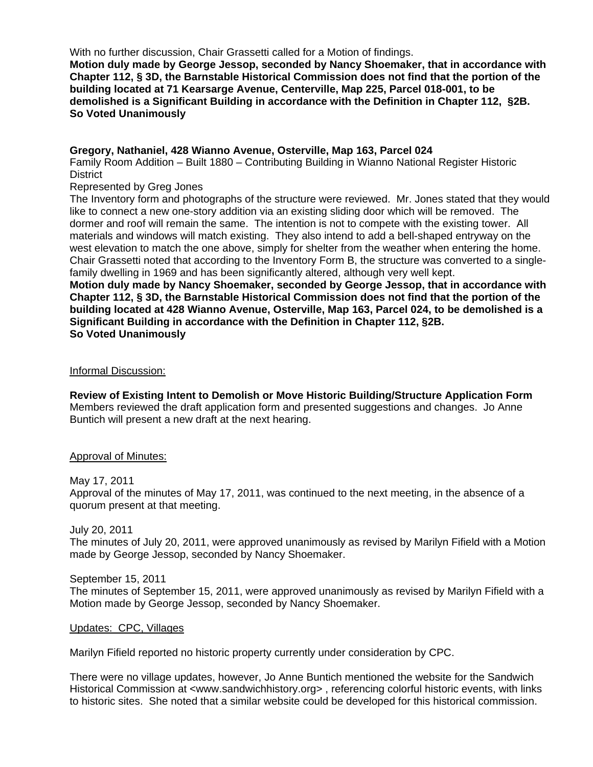With no further discussion, Chair Grassetti called for a Motion of findings.

**Motion duly made by George Jessop, seconded by Nancy Shoemaker, that in accordance with Chapter 112, § 3D, the Barnstable Historical Commission does not find that the portion of the building located at 71 Kearsarge Avenue, Centerville, Map 225, Parcel 018-001, to be demolished is a Significant Building in accordance with the Definition in Chapter 112, §2B.**
**So Voted Unanimously**

**Gregory, Nathaniel, 428 Wianno Avenue, Osterville, Map 163, Parcel 024**

Family Room Addition – Built 1880 – Contributing Building in Wianno National Register Historic District

Represented by Greg Jones

The Inventory form and photographs of the structure were reviewed. Mr. Jones stated that they would like to connect a new one-story addition via an existing sliding door which will be removed. The dormer and roof will remain the same. The intention is not to compete with the existing tower. All materials and windows will match existing. They also intend to add a bell-shaped entryway on the west elevation to match the one above, simply for shelter from the weather when entering the home. Chair Grassetti noted that according to the Inventory Form B, the structure was converted to a single-family dwelling in 1969 and has been significantly altered, although very well kept.

**Motion duly made by Nancy Shoemaker, seconded by George Jessop, that in accordance with Chapter 112, § 3D, the Barnstable Historical Commission does not find that the portion of the building located at 428 Wianno Avenue, Osterville, Map 163, Parcel 024, to be demolished is a Significant Building in accordance with the Definition in Chapter 112, §2B.**
**So Voted Unanimously**

<u>Informal Discussion:</u>

**Review of Existing Intent to Demolish or Move Historic Building/Structure Application Form**

Members reviewed the draft application form and presented suggestions and changes. Jo Anne Buntich will present a new draft at the next hearing.

<u>Approval of Minutes:</u>

May 17, 2011

Approval of the minutes of May 17, 2011, was continued to the next meeting, in the absence of a quorum present at that meeting.

July 20, 2011

The minutes of July 20, 2011, were approved unanimously as revised by Marilyn Fifield with a Motion made by George Jessop, seconded by Nancy Shoemaker.

September 15, 2011

The minutes of September 15, 2011, were approved unanimously as revised by Marilyn Fifield with a Motion made by George Jessop, seconded by Nancy Shoemaker.

<u>Updates: CPC, Villages</u>

Marilyn Fifield reported no historic property currently under consideration by CPC.

There were no village updates, however, Jo Anne Buntich mentioned the website for the Sandwich Historical Commission at <www.sandwichhistory.org> , referencing colorful historic events, with links to historic sites. She noted that a similar website could be developed for this historical commission.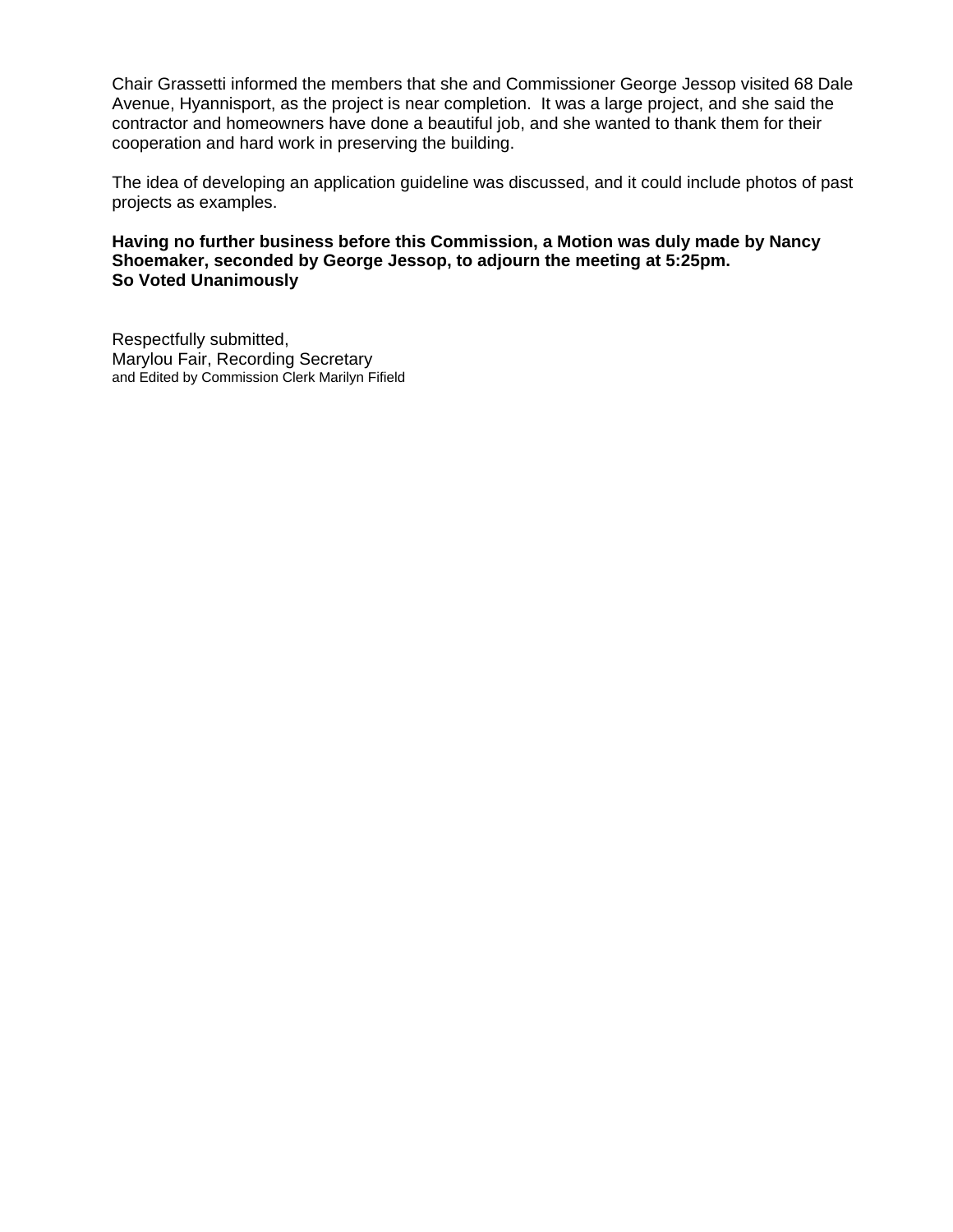Chair Grassetti informed the members that she and Commissioner George Jessop visited 68 Dale Avenue, Hyannisport, as the project is near completion. It was a large project, and she said the contractor and homeowners have done a beautiful job, and she wanted to thank them for their cooperation and hard work in preserving the building.

The idea of developing an application guideline was discussed, and it could include photos of past projects as examples.

**Having no further business before this Commission, a Motion was duly made by Nancy Shoemaker, seconded by George Jessop, to adjourn the meeting at 5:25pm.**
**So Voted Unanimously**

Respectfully submitted,
Marylou Fair, Recording Secretary
and Edited by Commission Clerk Marilyn Fifield